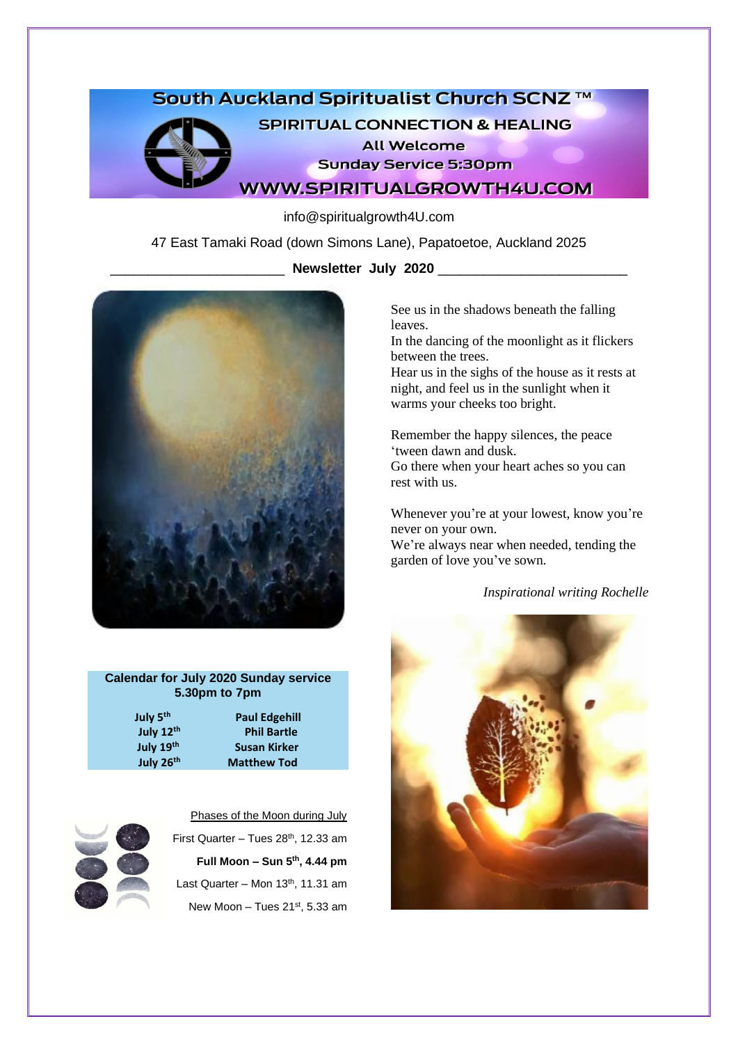# South Auckland Spiritualist Church SCNZ ™

**SPIRITUAL CONNECTION & HEALING**

**All Welcome**

**Sunday Service 5:30pm**

**WWW.SPIRITUALGROWTH4U.COM**

info@spiritualgrowth4U.com

47 East Tamaki Road (down Simons Lane), Papatoetoe, Auckland 2025

## Newsletter July 2020

See us in the shadows beneath the falling leaves.
In the dancing of the moonlight as it flickers between the trees.
Hear us in the sighs of the house as it rests at night, and feel us in the sunlight when it warms your cheeks too bright.

Remember the happy silences, the peace 'tween dawn and dusk.
Go there when your heart aches so you can rest with us.

Whenever you're at your lowest, know you're never on your own.
We're always near when needed, tending the garden of love you've sown.

*Inspirational writing Rochelle*

**Calendar for July 2020 Sunday service 5.30pm to 7pm**

| Date | Speaker |
|---|---|
| July 5th | Paul Edgehill |
| July 12th | Phil Bartle |
| July 19th | Susan Kirker |
| July 26th | Matthew Tod |

Phases of the Moon during July

First Quarter – Tues 28th, 12.33 am

**Full Moon – Sun 5th, 4.44 pm**

Last Quarter – Mon 13th, 11.31 am

New Moon – Tues 21st, 5.33 am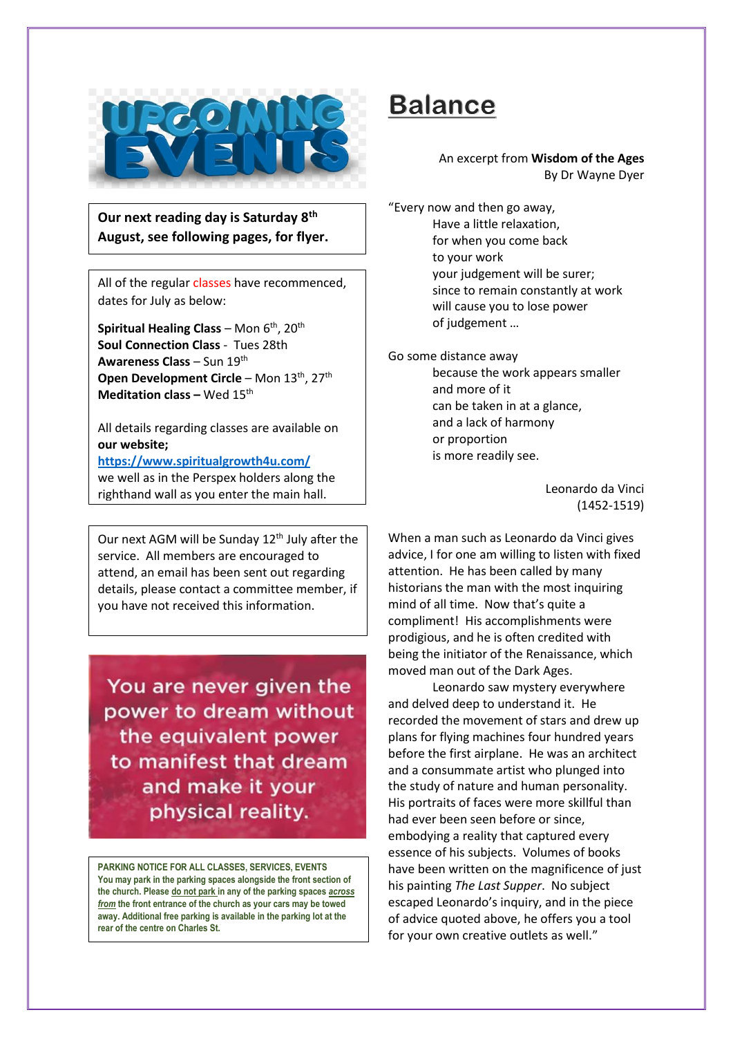# UPCOMING EVENTS

**Our next reading day is Saturday 8th August, see following pages, for flyer.**

All of the regular classes have recommenced, dates for July as below:

**Spiritual Healing Class** – Mon 6th, 20th
**Soul Connection Class** - Tues 28th
**Awareness Class** – Sun 19th
**Open Development Circle** – Mon 13th, 27th
**Meditation class –** Wed 15th

All details regarding classes are available on **our website;**
**https://www.spiritualgrowth4u.com/**
we well as in the Perspex holders along the righthand wall as you enter the main hall.

Our next AGM will be Sunday 12th July after the service. All members are encouraged to attend, an email has been sent out regarding details, please contact a committee member, if you have not received this information.

You are never given the power to dream without the equivalent power to manifest that dream and make it your physical reality.

**PARKING NOTICE FOR ALL CLASSES, SERVICES, EVENTS**
**You may park in the parking spaces alongside the front section of the church. Please do not park in any of the parking spaces *across from* the front entrance of the church as your cars may be towed away. Additional free parking is available in the parking lot at the rear of the centre on Charles St.**

# Balance

An excerpt from **Wisdom of the Ages**
By Dr Wayne Dyer

"Every now and then go away,
Have a little relaxation,
for when you come back
to your work
your judgement will be surer;
since to remain constantly at work
will cause you to lose power
of judgement …

Go some distance away
because the work appears smaller
and more of it
can be taken in at a glance,
and a lack of harmony
or proportion
is more readily see.

Leonardo da Vinci
(1452-1519)

When a man such as Leonardo da Vinci gives advice, I for one am willing to listen with fixed attention. He has been called by many historians the man with the most inquiring mind of all time. Now that's quite a compliment! His accomplishments were prodigious, and he is often credited with being the initiator of the Renaissance, which moved man out of the Dark Ages.

Leonardo saw mystery everywhere and delved deep to understand it. He recorded the movement of stars and drew up plans for flying machines four hundred years before the first airplane. He was an architect and a consummate artist who plunged into the study of nature and human personality. His portraits of faces were more skillful than had ever been seen before or since, embodying a reality that captured every essence of his subjects. Volumes of books have been written on the magnificence of just his painting *The Last Supper*. No subject escaped Leonardo's inquiry, and in the piece of advice quoted above, he offers you a tool for your own creative outlets as well."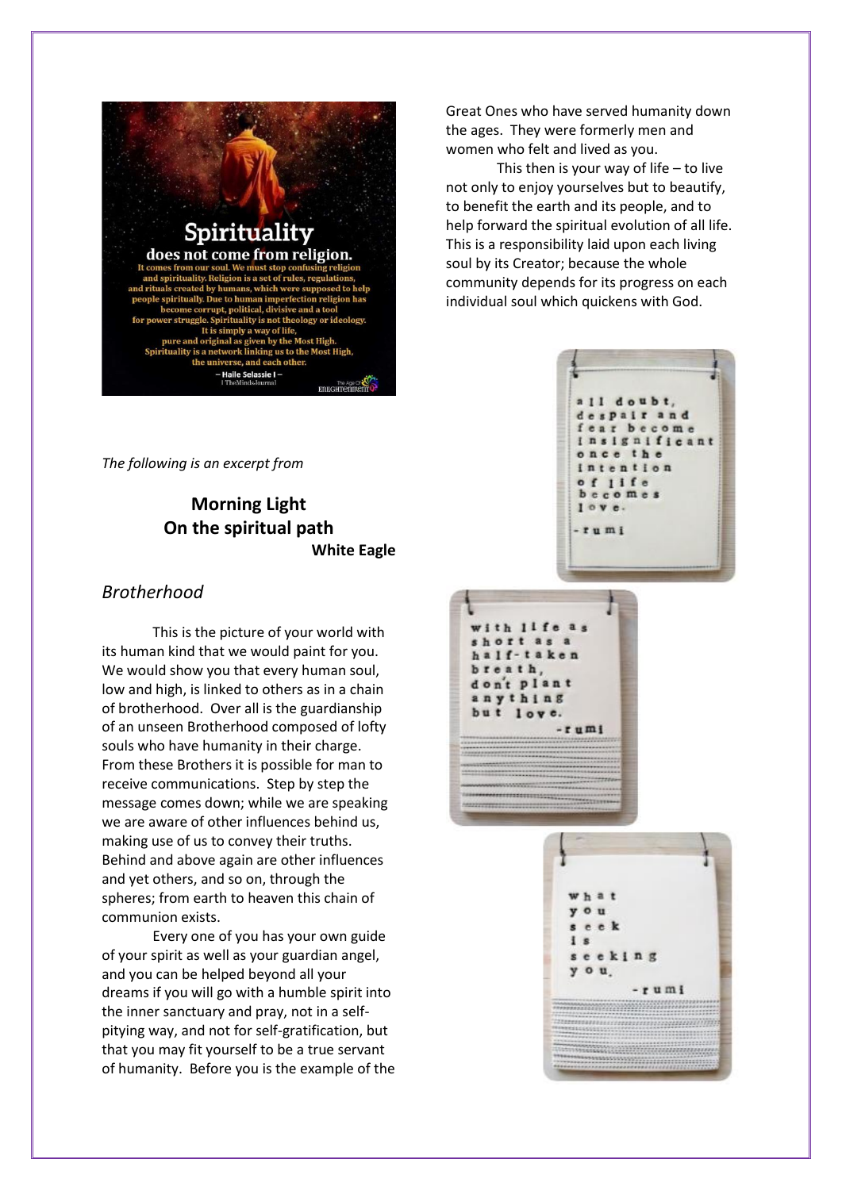**Spirituality**

**does not come from religion.**

It comes from our soul. We must stop confusing religion and spirituality. Religion is a set of rules, regulations, and rituals created by humans, which were supposed to help people spiritually. Due to human imperfection religion has become corrupt, political, divisive and a tool for power struggle. Spirituality is not theology or ideology. It is simply a way of life, pure and original as given by the Most High. Spirituality is a network linking us to the Most High, the universe, and each other.

– Haile Selassie I –

*The following is an excerpt from*

## Morning Light
## On the spiritual path

**White Eagle**

### *Brotherhood*

This is the picture of your world with its human kind that we would paint for you. We would show you that every human soul, low and high, is linked to others as in a chain of brotherhood. Over all is the guardianship of an unseen Brotherhood composed of lofty souls who have humanity in their charge. From these Brothers it is possible for man to receive communications. Step by step the message comes down; while we are speaking we are aware of other influences behind us, making use of us to convey their truths. Behind and above again are other influences and yet others, and so on, through the spheres; from earth to heaven this chain of communion exists.

Every one of you has your own guide of your spirit as well as your guardian angel, and you can be helped beyond all your dreams if you will go with a humble spirit into the inner sanctuary and pray, not in a self-pitying way, and not for self-gratification, but that you may fit yourself to be a true servant of humanity. Before you is the example of the Great Ones who have served humanity down the ages. They were formerly men and women who felt and lived as you.

This then is your way of life – to live not only to enjoy yourselves but to beautify, to benefit the earth and its people, and to help forward the spiritual evolution of all life. This is a responsibility laid upon each living soul by its Creator; because the whole community depends for its progress on each individual soul which quickens with God.

all doubt, despair and fear become insignificant once the intention of life becomes love.

-rumi

with life as short as a half-taken breath, don't plant anything but love.

-rumi

what you seek is seeking you.

-rumi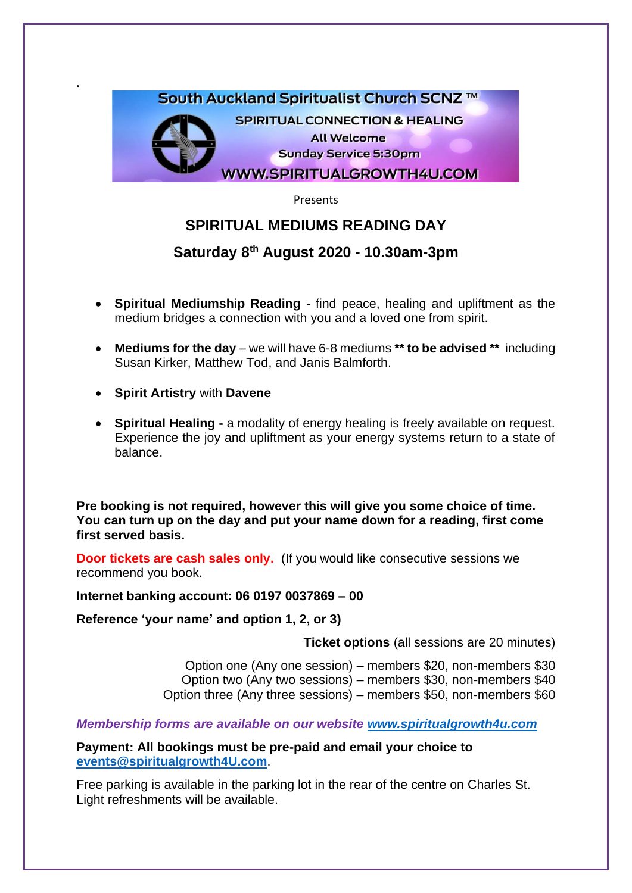South Auckland Spiritualist Church SCNZ ™

SPIRITUAL CONNECTION & HEALING

All Welcome

Sunday Service 5:30pm

WWW.SPIRITUALGROWTH4U.COM

Presents

## SPIRITUAL MEDIUMS READING DAY

## Saturday 8th August 2020 - 10.30am-3pm

- **Spiritual Mediumship Reading** - find peace, healing and upliftment as the medium bridges a connection with you and a loved one from spirit.
- **Mediums for the day** – we will have 6-8 mediums **** to be advised **** including Susan Kirker, Matthew Tod, and Janis Balmforth.
- **Spirit Artistry** with **Davene**
- **Spiritual Healing -** a modality of energy healing is freely available on request. Experience the joy and upliftment as your energy systems return to a state of balance.

**Pre booking is not required, however this will give you some choice of time. You can turn up on the day and put your name down for a reading, first come first served basis.**

**Door tickets are cash sales only.** (If you would like consecutive sessions we recommend you book.

**Internet banking account: 06 0197 0037869 – 00**

**Reference 'your name' and option 1, 2, or 3)**

**Ticket options** (all sessions are 20 minutes)

Option one (Any one session) – members $20, non-members $30
Option two (Any two sessions) – members $30, non-members $40
Option three (Any three sessions) – members $50, non-members $60

***Membership forms are available on our website www.spiritualgrowth4u.com***

**Payment: All bookings must be pre-paid and email your choice to events@spiritualgrowth4U.com.**

Free parking is available in the parking lot in the rear of the centre on Charles St. Light refreshments will be available.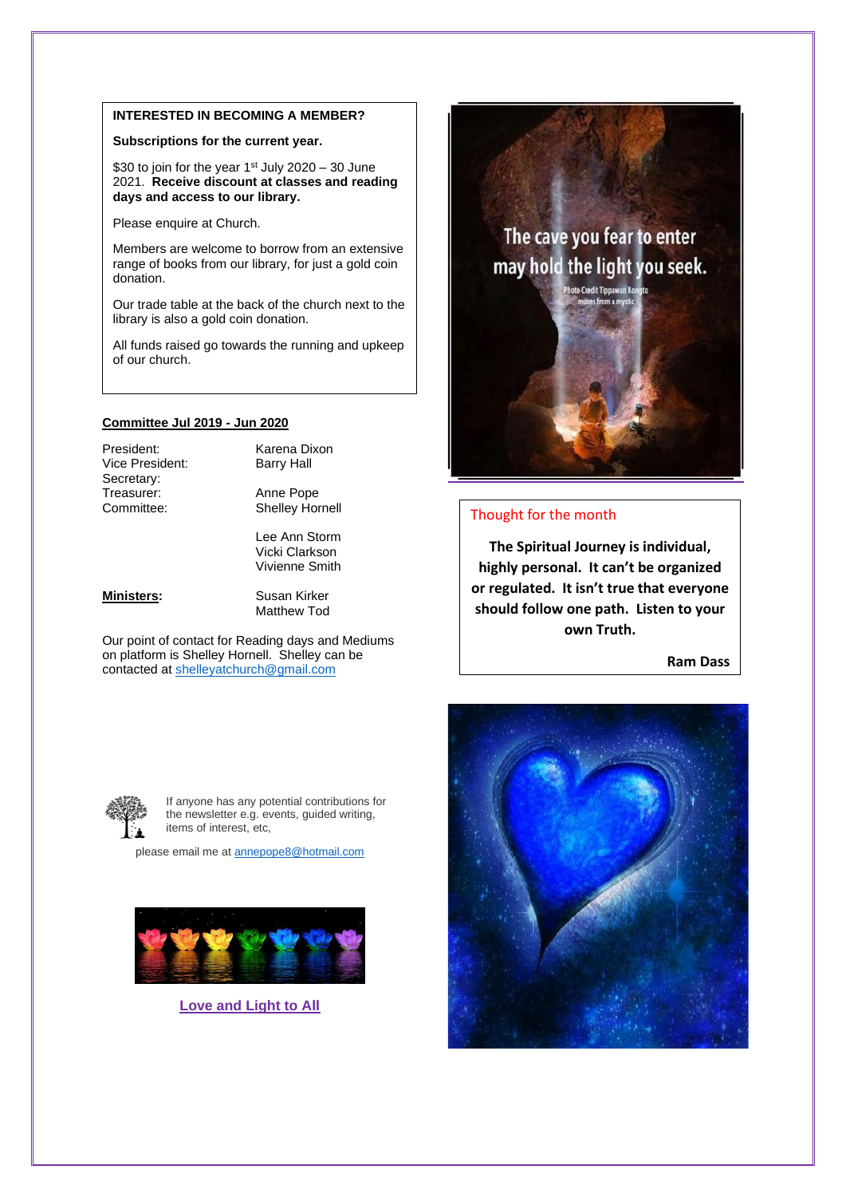**INTERESTED IN BECOMING A MEMBER?**

**Subscriptions for the current year.**

$30 to join for the year 1st July 2020 – 30 June 2021. **Receive discount at classes and reading days and access to our library.**

Please enquire at Church.

Members are welcome to borrow from an extensive range of books from our library, for just a gold coin donation.

Our trade table at the back of the church next to the library is also a gold coin donation.

All funds raised go towards the running and upkeep of our church.

**Committee Jul 2019 - Jun 2020**

| | |
|---|---|
| President: | Karena Dixon |
| Vice President: | Barry Hall |
| Secretary: | |
| Treasurer: | Anne Pope |
| Committee: | Shelley Hornell |
| | Lee Ann Storm |
| | Vicki Clarkson |
| | Vivienne Smith |
| **Ministers:** | Susan Kirker |
| | Matthew Tod |

Our point of contact for Reading days and Mediums on platform is Shelley Hornell. Shelley can be contacted at shelleyatchurch@gmail.com

If anyone has any potential contributions for the newsletter e.g. events, guided writing, items of interest, etc,

please email me at annepope8@hotmail.com

**Love and Light to All**

The cave you fear to enter may hold the light you seek.

Photo Credit Tippawan Kongto
mises from a mystic

Thought for the month

**The Spiritual Journey is individual, highly personal. It can't be organized or regulated. It isn't true that everyone should follow one path. Listen to your own Truth.**

**Ram Dass**